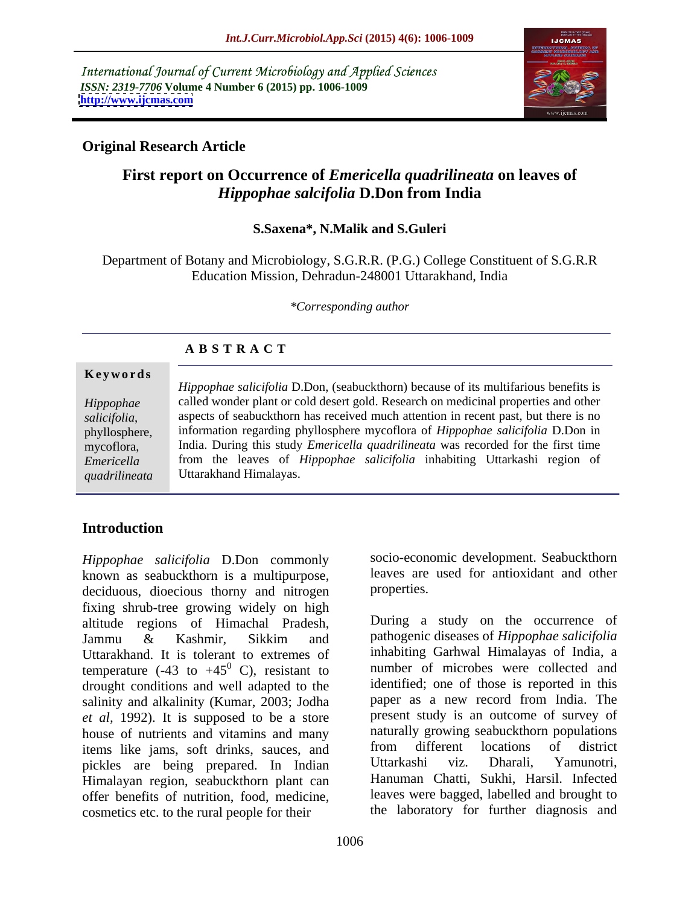International Journal of Current Microbiology and Applied Sciences
*ISSN: 2319-7706* **Volume 4 Number 6 (2015) pp. 1006-1009**
**http://www.ijcmas.com**

**Original Research Article**

# First report on Occurrence of *Emericella quadrilineata* on leaves of *Hippophae salcifolia* D.Don from India

**S.Saxena\*, N.Malik and S.Guleri**

Department of Botany and Microbiology, S.G.R.R. (P.G.) College Constituent of S.G.R.R Education Mission, Dehradun-248001 Uttarakhand, India

*\*Corresponding author*

## ABSTRACT

**Keywords**

*Hippophae salicifolia*, phyllosphere, mycoflora, *Emericella quadrilineata*

*Hippophae salicifolia* D.Don, (seabuckthorn) because of its multifarious benefits is called wonder plant or cold desert gold. Research on medicinal properties and other aspects of seabuckthorn has received much attention in recent past, but there is no information regarding phyllosphere mycoflora of *Hippophae salicifolia* D.Don in India. During this study *Emericella quadrilineata* was recorded for the first time from the leaves of *Hippophae salicifolia* inhabiting Uttarkashi region of Uttarakhand Himalayas.

## Introduction

*Hippophae salicifolia* D.Don commonly known as seabuckthorn is a multipurpose, deciduous, dioecious thorny and nitrogen fixing shrub-tree growing widely on high altitude regions of Himachal Pradesh, Jammu & Kashmir, Sikkim and Uttarakhand. It is tolerant to extremes of temperature (-43 to +45$^0$ C), resistant to drought conditions and well adapted to the salinity and alkalinity (Kumar, 2003; Jodha *et al*, 1992). It is supposed to be a store house of nutrients and vitamins and many items like jams, soft drinks, sauces, and pickles are being prepared. In Indian Himalayan region, seabuckthorn plant can offer benefits of nutrition, food, medicine, cosmetics etc. to the rural people for their socio-economic development. Seabuckthorn leaves are used for antioxidant and other properties.

During a study on the occurrence of pathogenic diseases of *Hippophae salicifolia* inhabiting Garhwal Himalayas of India, a number of microbes were collected and identified; one of those is reported in this paper as a new record from India. The present study is an outcome of survey of naturally growing seabuckthorn populations from different locations of district Uttarkashi viz. Dharali, Yamunotri, Hanuman Chatti, Sukhi, Harsil. Infected leaves were bagged, labelled and brought to the laboratory for further diagnosis and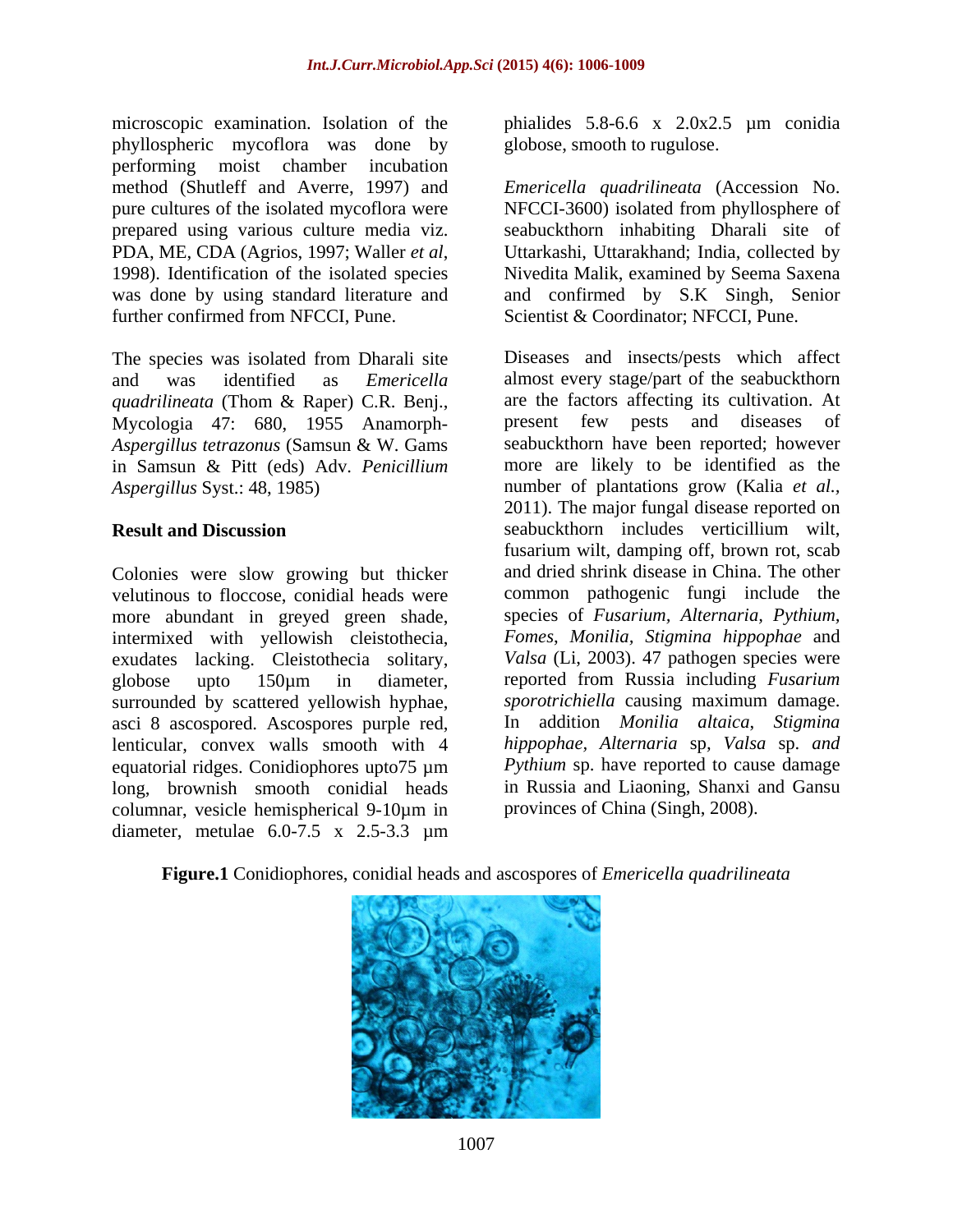microscopic examination. Isolation of the phyllospheric mycoflora was done by performing moist chamber incubation method (Shutleff and Averre, 1997) and pure cultures of the isolated mycoflora were prepared using various culture media viz. PDA, ME, CDA (Agrios, 1997; Waller *et al*, 1998). Identification of the isolated species was done by using standard literature and further confirmed from NFCCI, Pune.

The species was isolated from Dharali site and was identified as *Emericella quadrilineata* (Thom & Raper) C.R. Benj., Mycologia 47: 680, 1955 Anamorph- *Aspergillus tetrazonus* (Samsun & W. Gams in Samsun & Pitt (eds) Adv. *Penicillium Aspergillus* Syst.: 48, 1985)

## Result and Discussion

Colonies were slow growing but thicker velutinous to floccose, conidial heads were more abundant in greyed green shade, intermixed with yellowish cleistothecia, exudates lacking. Cleistothecia solitary, globose upto 150µm in diameter, surrounded by scattered yellowish hyphae, asci 8 ascospored. Ascospores purple red, lenticular, convex walls smooth with 4 equatorial ridges. Conidiophores upto75 µm long, brownish smooth conidial heads columnar, vesicle hemispherical 9-10µm in diameter, metulae 6.0-7.5 x 2.5-3.3 µm phialides 5.8-6.6 x 2.0x2.5 µm conidia globose, smooth to rugulose.

*Emericella quadrilineata* (Accession No. NFCCI-3600) isolated from phyllosphere of seabuckthorn inhabiting Dharali site of Uttarkashi, Uttarakhand; India, collected by Nivedita Malik, examined by Seema Saxena and confirmed by S.K Singh, Senior Scientist & Coordinator; NFCCI, Pune.

Diseases and insects/pests which affect almost every stage/part of the seabuckthorn are the factors affecting its cultivation. At present few pests and diseases of seabuckthorn have been reported; however more are likely to be identified as the number of plantations grow (Kalia *et al.*, 2011). The major fungal disease reported on seabuckthorn includes verticillium wilt, fusarium wilt, damping off, brown rot, scab and dried shrink disease in China. The other common pathogenic fungi include the species of *Fusarium, Alternaria, Pythium, Fomes*, *Monilia*, *Stigmina hippophae* and *Valsa* (Li, 2003). 47 pathogen species were reported from Russia including *Fusarium sporotrichiella* causing maximum damage. In addition *Monilia altaica*, *Stigmina hippophae, Alternaria* sp, *Valsa* sp. *and Pythium* sp. have reported to cause damage in Russia and Liaoning, Shanxi and Gansu provinces of China (Singh, 2008).

**Figure.1** Conidiophores, conidial heads and ascospores of *Emericella quadrilineata*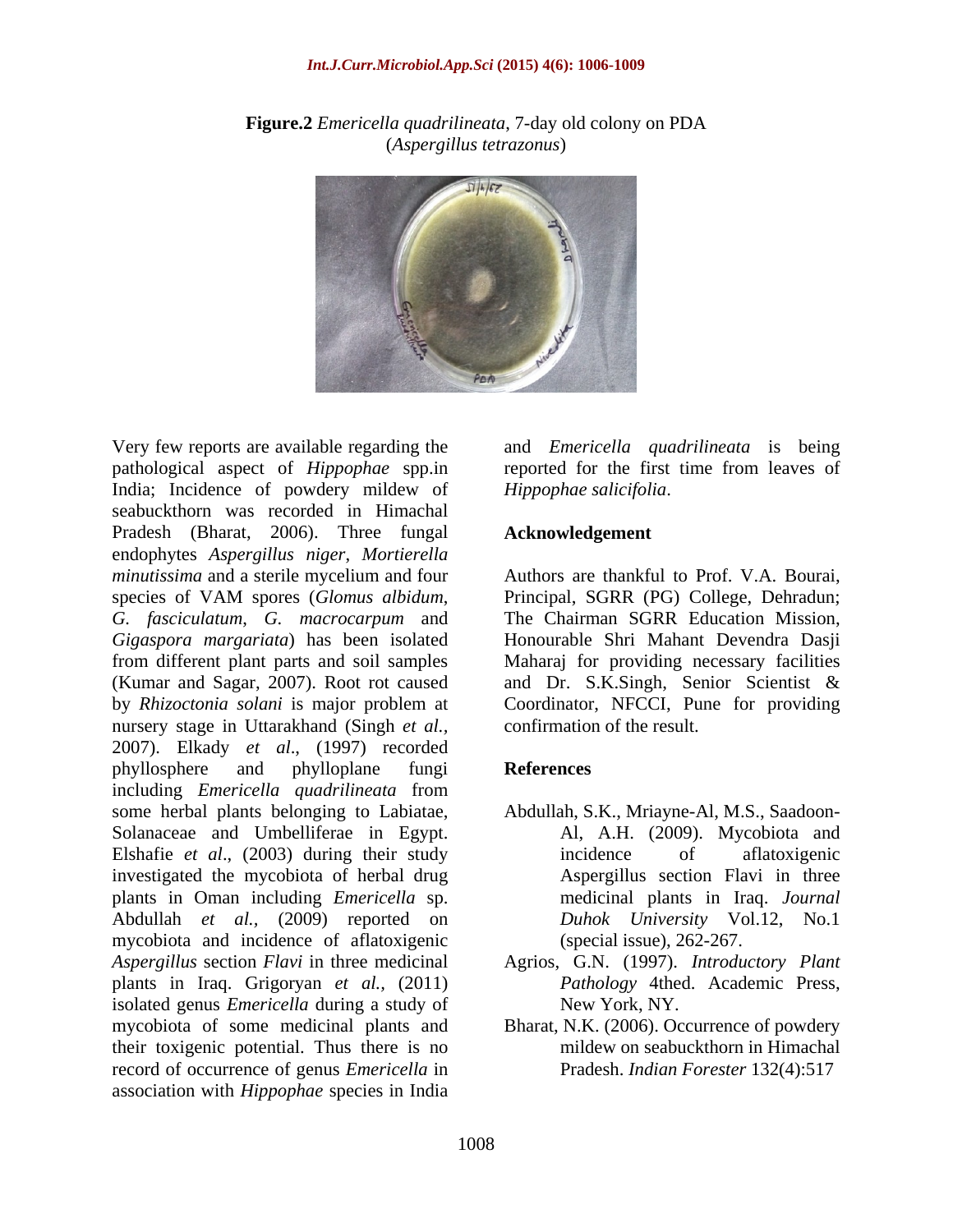**Figure.2** *Emericella quadrilineata*, 7-day old colony on PDA (*Aspergillus tetrazonus*)

Very few reports are available regarding the pathological aspect of *Hippophae* spp.in India; Incidence of powdery mildew of seabuckthorn was recorded in Himachal Pradesh (Bharat, 2006). Three fungal endophytes *Aspergillus niger*, *Mortierella minutissima* and a sterile mycelium and four species of VAM spores (*Glomus albidum*, *G. fasciculatum*, *G. macrocarpum* and *Gigaspora margariata*) has been isolated from different plant parts and soil samples (Kumar and Sagar, 2007). Root rot caused by *Rhizoctonia solani* is major problem at nursery stage in Uttarakhand (Singh *et al.*, 2007). Elkady *et al*., (1997) recorded phyllosphere and phylloplane fungi including *Emericella quadrilineata* from some herbal plants belonging to Labiatae, Solanaceae and Umbelliferae in Egypt. Elshafie *et al*., (2003) during their study investigated the mycobiota of herbal drug plants in Oman including *Emericella* sp. Abdullah *et al.*, (2009) reported on mycobiota and incidence of aflatoxigenic *Aspergillus* section *Flavi* in three medicinal plants in Iraq. Grigoryan *et al.*, (2011) isolated genus *Emericella* during a study of mycobiota of some medicinal plants and their toxigenic potential. Thus there is no record of occurrence of genus *Emericella* in association with *Hippophae* species in India and *Emericella quadrilineata* is being reported for the first time from leaves of *Hippophae salicifolia*.

## Acknowledgement

Authors are thankful to Prof. V.A. Bourai, Principal, SGRR (PG) College, Dehradun; The Chairman SGRR Education Mission, Honourable Shri Mahant Devendra Dasji Maharaj for providing necessary facilities and Dr. S.K.Singh, Senior Scientist & Coordinator, NFCCI, Pune for providing confirmation of the result.

## References

Abdullah, S.K., Mriayne-Al, M.S., Saadoon-Al, A.H. (2009). Mycobiota and incidence of aflatoxigenic Aspergillus section Flavi in three medicinal plants in Iraq. *Journal Duhok University* Vol.12, No.1 (special issue), 262-267.

Agrios, G.N. (1997). *Introductory Plant Pathology* 4thed. Academic Press, New York, NY.

Bharat, N.K. (2006). Occurrence of powdery mildew on seabuckthorn in Himachal Pradesh. *Indian Forester* 132(4):517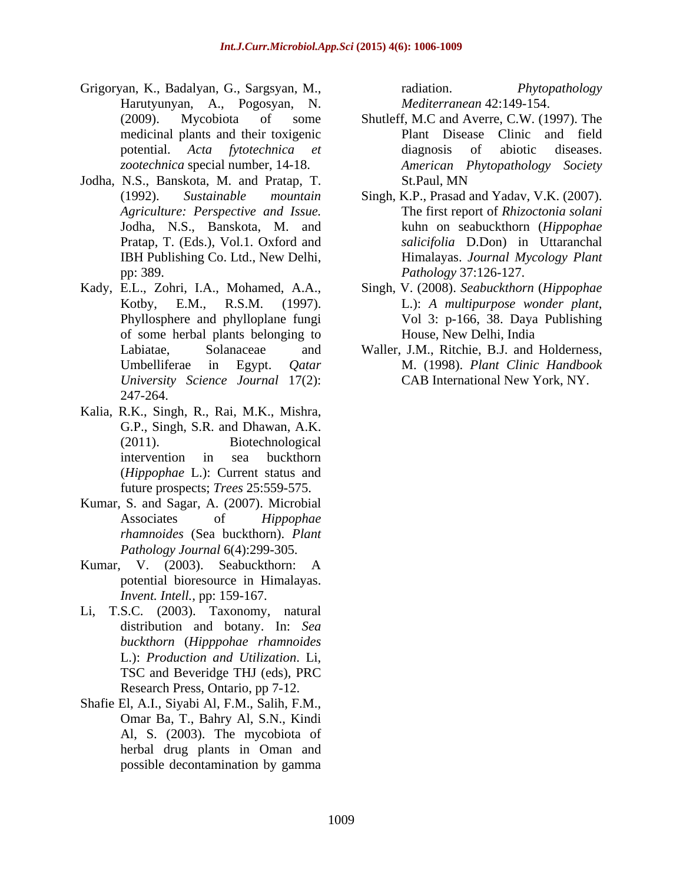Grigoryan, K., Badalyan, G., Sargsyan, M., Harutyunyan, A., Pogosyan, N. (2009). Mycobiota of some medicinal plants and their toxigenic potential. *Acta fytotechnica et zootechnica* special number, 14-18.

Jodha, N.S., Banskota, M. and Pratap, T. (1992). *Sustainable mountain Agriculture: Perspective and Issue.* Jodha, N.S., Banskota, M. and Pratap, T. (Eds.), Vol.1. Oxford and IBH Publishing Co. Ltd., New Delhi, pp: 389.

Kady, E.L., Zohri, I.A., Mohamed, A.A., Kotby, E.M., R.S.M. (1997). Phyllosphere and phylloplane fungi of some herbal plants belonging to Labiatae, Solanaceae and Umbelliferae in Egypt. *Qatar University Science Journal* 17(2): 247-264.

Kalia, R.K., Singh, R., Rai, M.K., Mishra, G.P., Singh, S.R. and Dhawan, A.K. (2011). Biotechnological intervention in sea buckthorn (*Hippophae* L.): Current status and future prospects; *Trees* 25:559-575.

Kumar, S. and Sagar, A. (2007). Microbial Associates of *Hippophae rhamnoides* (Sea buckthorn). *Plant Pathology Journal* 6(4):299-305.

Kumar, V. (2003). Seabuckthorn: A potential bioresource in Himalayas. *Invent. Intell.*, pp: 159-167.

Li, T.S.C. (2003). Taxonomy, natural distribution and botany. In: *Sea buckthorn* (*Hipppohae rhamnoides* L.): *Production and Utilization*. Li, TSC and Beveridge THJ (eds), PRC Research Press, Ontario, pp 7-12.

Shafie El, A.I., Siyabi Al, F.M., Salih, F.M., Omar Ba, T., Bahry Al, S.N., Kindi Al, S. (2003). The mycobiota of herbal drug plants in Oman and possible decontamination by gamma radiation. *Phytopathology Mediterranean* 42:149-154.

Shutleff, M.C and Averre, C.W. (1997). The Plant Disease Clinic and field diagnosis of abiotic diseases. *American Phytopathology Society* St.Paul, MN

Singh, K.P., Prasad and Yadav, V.K. (2007). The first report of *Rhizoctonia solani* kuhn on seabuckthorn (*Hippophae salicifolia* D.Don) in Uttaranchal Himalayas. *Journal Mycology Plant Pathology* 37:126-127.

Singh, V. (2008). *Seabuckthorn* (*Hippophae* L.): *A multipurpose wonder plant*, Vol 3: p-166, 38. Daya Publishing House, New Delhi, India

Waller, J.M., Ritchie, B.J. and Holderness, M. (1998). *Plant Clinic Handbook* CAB International New York, NY.